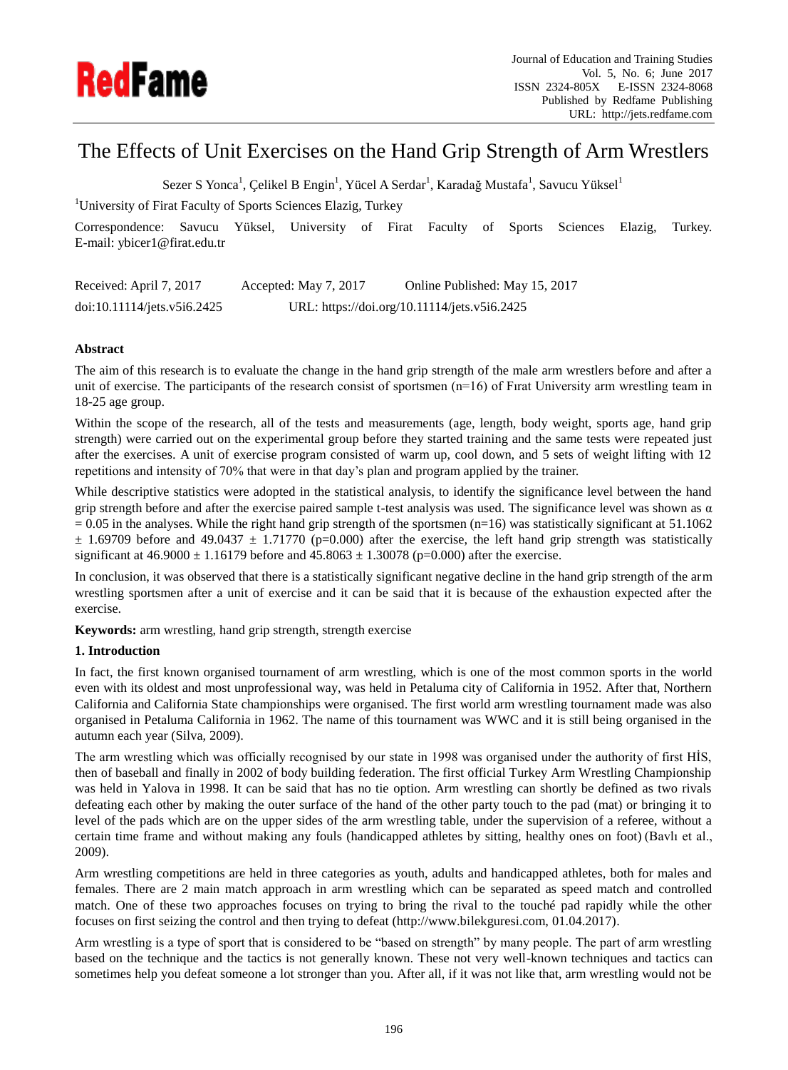# The Effects of Unit Exercises on the Hand Grip Strength of Arm Wrestlers

Sezer S Yonca[1], Çelikel B Engin[1], Yücel A Serdar[1], Karadağ Mustafa[1], Savucu Yüksel[1]

[1]University of Firat Faculty of Sports Sciences Elazig, Turkey

Correspondence: Savucu Yüksel, University of Firat Faculty of Sports Sciences Elazig, Turkey. E-mail: ybicer1@firat.edu.tr

Received: April 7, 2017 Accepted: May 7, 2017 Online Published: May 15, 2017

doi:10.11114/jets.v5i6.2425 URL: https://doi.org/10.11114/jets.v5i6.2425

## Abstract

The aim of this research is to evaluate the change in the hand grip strength of the male arm wrestlers before and after a unit of exercise. The participants of the research consist of sportsmen (n=16) of Fırat University arm wrestling team in 18-25 age group.

Within the scope of the research, all of the tests and measurements (age, length, body weight, sports age, hand grip strength) were carried out on the experimental group before they started training and the same tests were repeated just after the exercises. A unit of exercise program consisted of warm up, cool down, and 5 sets of weight lifting with 12 repetitions and intensity of 70% that were in that day's plan and program applied by the trainer.

While descriptive statistics were adopted in the statistical analysis, to identify the significance level between the hand grip strength before and after the exercise paired sample t-test analysis was used. The significance level was shown as $\alpha = 0.05$ in the analyses. While the right hand grip strength of the sportsmen (n=16) was statistically significant at $51.1062 \pm 1.69709$ before and $49.0437 \pm 1.71770$ ($p=0.000$) after the exercise, the left hand grip strength was statistically significant at $46.9000 \pm 1.16179$ before and $45.8063 \pm 1.30078$ ($p=0.000$) after the exercise.

In conclusion, it was observed that there is a statistically significant negative decline in the hand grip strength of the arm wrestling sportsmen after a unit of exercise and it can be said that it is because of the exhaustion expected after the exercise.

**Keywords:** arm wrestling, hand grip strength, strength exercise

## 1. Introduction

In fact, the first known organised tournament of arm wrestling, which is one of the most common sports in the world even with its oldest and most unprofessional way, was held in Petaluma city of California in 1952. After that, Northern California and California State championships were organised. The first world arm wrestling tournament made was also organised in Petaluma California in 1962. The name of this tournament was WWC and it is still being organised in the autumn each year (Silva, 2009).

The arm wrestling which was officially recognised by our state in 1998 was organised under the authority of first HİS, then of baseball and finally in 2002 of body building federation. The first official Turkey Arm Wrestling Championship was held in Yalova in 1998. It can be said that has no tie option. Arm wrestling can shortly be defined as two rivals defeating each other by making the outer surface of the hand of the other party touch to the pad (mat) or bringing it to level of the pads which are on the upper sides of the arm wrestling table, under the supervision of a referee, without a certain time frame and without making any fouls (handicapped athletes by sitting, healthy ones on foot) (Bavlı et al., 2009).

Arm wrestling competitions are held in three categories as youth, adults and handicapped athletes, both for males and females. There are 2 main match approach in arm wrestling which can be separated as speed match and controlled match. One of these two approaches focuses on trying to bring the rival to the touché pad rapidly while the other focuses on first seizing the control and then trying to defeat (http://www.bilekguresi.com, 01.04.2017).

Arm wrestling is a type of sport that is considered to be "based on strength" by many people. The part of arm wrestling based on the technique and the tactics is not generally known. These not very well-known techniques and tactics can sometimes help you defeat someone a lot stronger than you. After all, if it was not like that, arm wrestling would not be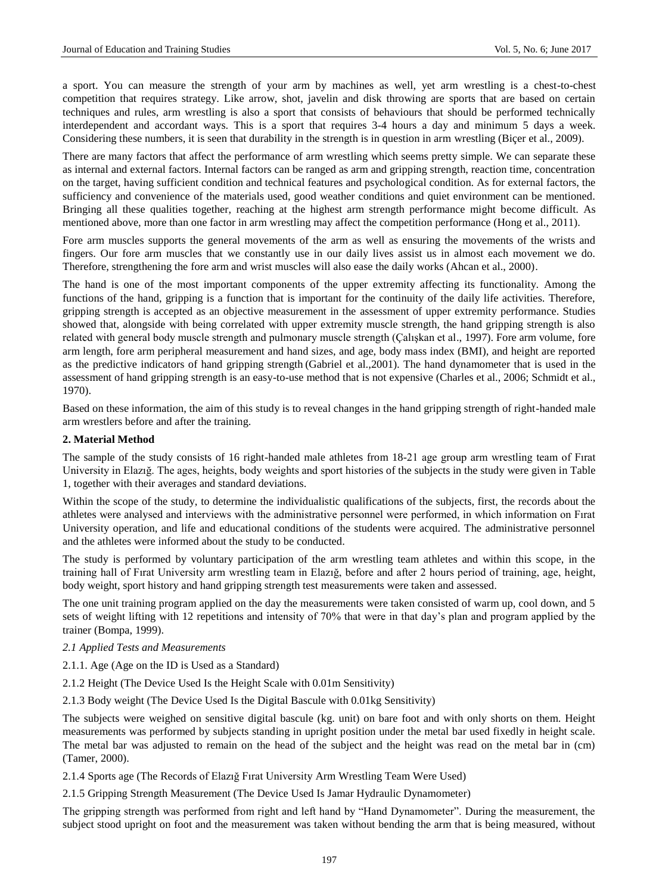a sport. You can measure the strength of your arm by machines as well, yet arm wrestling is a chest-to-chest competition that requires strategy. Like arrow, shot, javelin and disk throwing are sports that are based on certain techniques and rules, arm wrestling is also a sport that consists of behaviours that should be performed technically interdependent and accordant ways. This is a sport that requires 3-4 hours a day and minimum 5 days a week. Considering these numbers, it is seen that durability in the strength is in question in arm wrestling (Biçer et al., 2009).

There are many factors that affect the performance of arm wrestling which seems pretty simple. We can separate these as internal and external factors. Internal factors can be ranged as arm and gripping strength, reaction time, concentration on the target, having sufficient condition and technical features and psychological condition. As for external factors, the sufficiency and convenience of the materials used, good weather conditions and quiet environment can be mentioned. Bringing all these qualities together, reaching at the highest arm strength performance might become difficult. As mentioned above, more than one factor in arm wrestling may affect the competition performance (Hong et al., 2011).

Fore arm muscles supports the general movements of the arm as well as ensuring the movements of the wrists and fingers. Our fore arm muscles that we constantly use in our daily lives assist us in almost each movement we do. Therefore, strengthening the fore arm and wrist muscles will also ease the daily works (Ahcan et al., 2000).

The hand is one of the most important components of the upper extremity affecting its functionality. Among the functions of the hand, gripping is a function that is important for the continuity of the daily life activities. Therefore, gripping strength is accepted as an objective measurement in the assessment of upper extremity performance. Studies showed that, alongside with being correlated with upper extremity muscle strength, the hand gripping strength is also related with general body muscle strength and pulmonary muscle strength (Çalışkan et al., 1997). Fore arm volume, fore arm length, fore arm peripheral measurement and hand sizes, and age, body mass index (BMI), and height are reported as the predictive indicators of hand gripping strength (Gabriel et al.,2001). The hand dynamometer that is used in the assessment of hand gripping strength is an easy-to-use method that is not expensive (Charles et al., 2006; Schmidt et al., 1970).

Based on these information, the aim of this study is to reveal changes in the hand gripping strength of right-handed male arm wrestlers before and after the training.

## 2. Material Method

The sample of the study consists of 16 right-handed male athletes from 18-21 age group arm wrestling team of Fırat University in Elazığ. The ages, heights, body weights and sport histories of the subjects in the study were given in Table 1, together with their averages and standard deviations.

Within the scope of the study, to determine the individualistic qualifications of the subjects, first, the records about the athletes were analysed and interviews with the administrative personnel were performed, in which information on Fırat University operation, and life and educational conditions of the students were acquired. The administrative personnel and the athletes were informed about the study to be conducted.

The study is performed by voluntary participation of the arm wrestling team athletes and within this scope, in the training hall of Fırat University arm wrestling team in Elazığ, before and after 2 hours period of training, age, height, body weight, sport history and hand gripping strength test measurements were taken and assessed.

The one unit training program applied on the day the measurements were taken consisted of warm up, cool down, and 5 sets of weight lifting with 12 repetitions and intensity of 70% that were in that day's plan and program applied by the trainer (Bompa, 1999).

### *2.1 Applied Tests and Measurements*

2.1.1. Age (Age on the ID is Used as a Standard)

2.1.2 Height (The Device Used Is the Height Scale with 0.01m Sensitivity)

2.1.3 Body weight (The Device Used Is the Digital Bascule with 0.01kg Sensitivity)

The subjects were weighed on sensitive digital bascule (kg. unit) on bare foot and with only shorts on them. Height measurements was performed by subjects standing in upright position under the metal bar used fixedly in height scale. The metal bar was adjusted to remain on the head of the subject and the height was read on the metal bar in (cm) (Tamer, 2000).

2.1.4 Sports age (The Records of Elazığ Fırat University Arm Wrestling Team Were Used)

2.1.5 Gripping Strength Measurement (The Device Used Is Jamar Hydraulic Dynamometer)

The gripping strength was performed from right and left hand by "Hand Dynamometer". During the measurement, the subject stood upright on foot and the measurement was taken without bending the arm that is being measured, without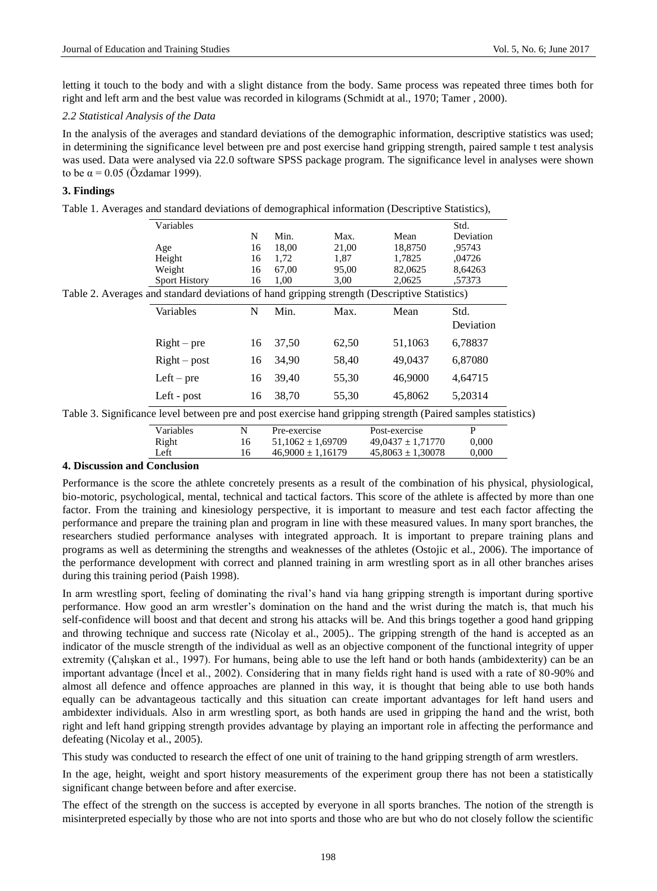letting it touch to the body and with a slight distance from the body. Same process was repeated three times both for right and left arm and the best value was recorded in kilograms (Schmidt at al., 1970; Tamer , 2000).

*2.2 Statistical Analysis of the Data*

In the analysis of the averages and standard deviations of the demographic information, descriptive statistics was used; in determining the significance level between pre and post exercise hand gripping strength, paired sample t test analysis was used. Data were analysed via 22.0 software SPSS package program. The significance level in analyses were shown to be $\alpha = 0.05$ (Özdamar 1999).

## 3. Findings

Table 1. Averages and standard deviations of demographical information (Descriptive Statistics),

| Variables | N | Min. | Max. | Mean | Std. Deviation |
|---|---|---|---|---|---|
| Age | 16 | 18,00 | 21,00 | 18,8750 | ,95743 |
| Height | 16 | 1,72 | 1,87 | 1,7825 | ,04726 |
| Weight | 16 | 67,00 | 95,00 | 82,0625 | 8,64263 |
| Sport History | 16 | 1,00 | 3,00 | 2,0625 | ,57373 |

Table 2. Averages and standard deviations of hand gripping strength (Descriptive Statistics)

| Variables | N | Min. | Max. | Mean | Std. Deviation |
|---|---|---|---|---|---|
| Right – pre | 16 | 37,50 | 62,50 | 51,1063 | 6,78837 |
| Right – post | 16 | 34,90 | 58,40 | 49,0437 | 6,87080 |
| Left – pre | 16 | 39,40 | 55,30 | 46,9000 | 4,64715 |
| Left - post | 16 | 38,70 | 55,30 | 45,8062 | 5,20314 |

Table 3. Significance level between pre and post exercise hand gripping strength (Paired samples statistics)

| Variables | N | Pre-exercise | Post-exercise | P |
|---|---|---|---|---|
| Right | 16 | 51,1062 ± 1,69709 | 49,0437 ± 1,71770 | 0,000 |
| Left | 16 | 46,9000 ± 1,16179 | 45,8063 ± 1,30078 | 0,000 |

## 4. Discussion and Conclusion

Performance is the score the athlete concretely presents as a result of the combination of his physical, physiological, bio-motoric, psychological, mental, technical and tactical factors. This score of the athlete is affected by more than one factor. From the training and kinesiology perspective, it is important to measure and test each factor affecting the performance and prepare the training plan and program in line with these measured values. In many sport branches, the researchers studied performance analyses with integrated approach. It is important to prepare training plans and programs as well as determining the strengths and weaknesses of the athletes (Ostojic et al., 2006). The importance of the performance development with correct and planned training in arm wrestling sport as in all other branches arises during this training period (Paish 1998).

In arm wrestling sport, feeling of dominating the rival's hand via hang gripping strength is important during sportive performance. How good an arm wrestler's domination on the hand and the wrist during the match is, that much his self-confidence will boost and that decent and strong his attacks will be. And this brings together a good hand gripping and throwing technique and success rate (Nicolay et al., 2005).. The gripping strength of the hand is accepted as an indicator of the muscle strength of the individual as well as an objective component of the functional integrity of upper extremity (Çalışkan et al., 1997). For humans, being able to use the left hand or both hands (ambidexterity) can be an important advantage (İncel et al., 2002). Considering that in many fields right hand is used with a rate of 80-90% and almost all defence and offence approaches are planned in this way, it is thought that being able to use both hands equally can be advantageous tactically and this situation can create important advantages for left hand users and ambidexter individuals. Also in arm wrestling sport, as both hands are used in gripping the hand and the wrist, both right and left hand gripping strength provides advantage by playing an important role in affecting the performance and defeating (Nicolay et al., 2005).

This study was conducted to research the effect of one unit of training to the hand gripping strength of arm wrestlers.

In the age, height, weight and sport history measurements of the experiment group there has not been a statistically significant change between before and after exercise.

The effect of the strength on the success is accepted by everyone in all sports branches. The notion of the strength is misinterpreted especially by those who are not into sports and those who are but who do not closely follow the scientific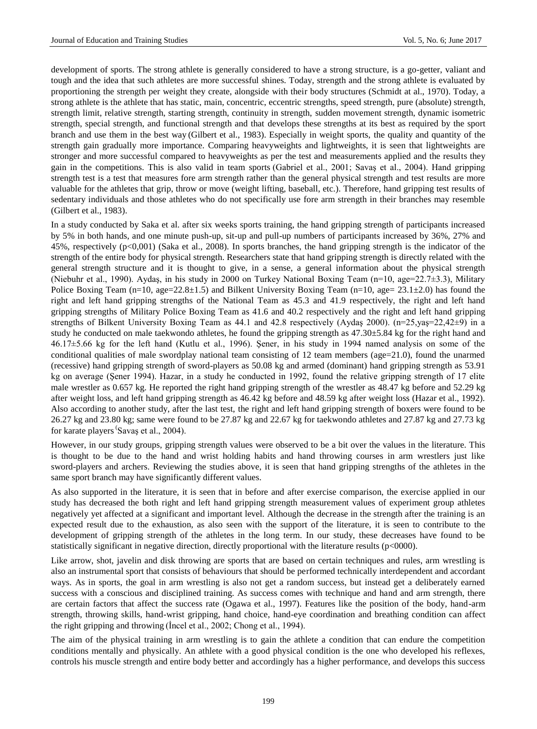development of sports. The strong athlete is generally considered to have a strong structure, is a go-getter, valiant and tough and the idea that such athletes are more successful shines. Today, strength and the strong athlete is evaluated by proportioning the strength per weight they create, alongside with their body structures (Schmidt at al., 1970). Today, a strong athlete is the athlete that has static, main, concentric, eccentric strengths, speed strength, pure (absolute) strength, strength limit, relative strength, starting strength, continuity in strength, sudden movement strength, dynamic isometric strength, special strength, and functional strength and that develops these strengths at its best as required by the sport branch and use them in the best way (Gilbert et al., 1983). Especially in weight sports, the quality and quantity of the strength gain gradually more importance. Comparing heavyweights and lightweights, it is seen that lightweights are stronger and more successful compared to heavyweights as per the test and measurements applied and the results they gain in the competitions. This is also valid in team sports (Gabriel et al., 2001; Savaş et al., 2004). Hand gripping strength test is a test that measures fore arm strength rather than the general physical strength and test results are more valuable for the athletes that grip, throw or move (weight lifting, baseball, etc.). Therefore, hand gripping test results of sedentary individuals and those athletes who do not specifically use fore arm strength in their branches may resemble (Gilbert et al., 1983).

In a study conducted by Saka et al. after six weeks sports training, the hand gripping strength of participants increased by 5% in both hands, and one minute push-up, sit-up and pull-up numbers of participants increased by 36%, 27% and 45%, respectively ($p<0,001$) (Saka et al., 2008). In sports branches, the hand gripping strength is the indicator of the strength of the entire body for physical strength. Researchers state that hand gripping strength is directly related with the general strength structure and it is thought to give, in a sense, a general information about the physical strength (Niebuhr et al., 1990). Aydaş, in his study in 2000 on Turkey National Boxing Team (n=10, age=22.7±3.3), Military Police Boxing Team (n=10, age=22.8±1.5) and Bilkent University Boxing Team (n=10, age= 23.1±2.0) has found the right and left hand gripping strengths of the National Team as 45.3 and 41.9 respectively, the right and left hand gripping strengths of Military Police Boxing Team as 41.6 and 40.2 respectively and the right and left hand gripping strengths of Bilkent University Boxing Team as 44.1 and 42.8 respectively (Aydaş 2000). (n=25,yaş=22,42±9) in a study he conducted on male taekwondo athletes, he found the gripping strength as 47.30±5.84 kg for the right hand and 46.17±5.66 kg for the left hand (Kutlu et al., 1996). Şener, in his study in 1994 named analysis on some of the conditional qualities of male swordplay national team consisting of 12 team members (age=21.0), found the unarmed (recessive) hand gripping strength of sword-players as 50.08 kg and armed (dominant) hand gripping strength as 53.91 kg on average (Şener 1994). Hazar, in a study he conducted in 1992, found the relative gripping strength of 17 elite male wrestler as 0.657 kg. He reported the right hand gripping strength of the wrestler as 48.47 kg before and 52.29 kg after weight loss, and left hand gripping strength as 46.42 kg before and 48.59 kg after weight loss (Hazar et al., 1992). Also according to another study, after the last test, the right and left hand gripping strength of boxers were found to be 26.27 kg and 23.80 kg; same were found to be 27.87 kg and 22.67 kg for taekwondo athletes and 27.87 kg and 27.73 kg for karate players (Savaş et al., 2004).

However, in our study groups, gripping strength values were observed to be a bit over the values in the literature. This is thought to be due to the hand and wrist holding habits and hand throwing courses in arm wrestlers just like sword-players and archers. Reviewing the studies above, it is seen that hand gripping strengths of the athletes in the same sport branch may have significantly different values.

As also supported in the literature, it is seen that in before and after exercise comparison, the exercise applied in our study has decreased the both right and left hand gripping strength measurement values of experiment group athletes negatively yet affected at a significant and important level. Although the decrease in the strength after the training is an expected result due to the exhaustion, as also seen with the support of the literature, it is seen to contribute to the development of gripping strength of the athletes in the long term. In our study, these decreases have found to be statistically significant in negative direction, directly proportional with the literature results ($p<0000$).

Like arrow, shot, javelin and disk throwing are sports that are based on certain techniques and rules, arm wrestling is also an instrumental sport that consists of behaviours that should be performed technically interdependent and accordant ways. As in sports, the goal in arm wrestling is also not get a random success, but instead get a deliberately earned success with a conscious and disciplined training. As success comes with technique and hand and arm strength, there are certain factors that affect the success rate (Ogawa et al., 1997). Features like the position of the body, hand-arm strength, throwing skills, hand-wrist gripping, hand choice, hand-eye coordination and breathing condition can affect the right gripping and throwing (İncel et al., 2002; Chong et al., 1994).

The aim of the physical training in arm wrestling is to gain the athlete a condition that can endure the competition conditions mentally and physically. An athlete with a good physical condition is the one who developed his reflexes, controls his muscle strength and entire body better and accordingly has a higher performance, and develops this success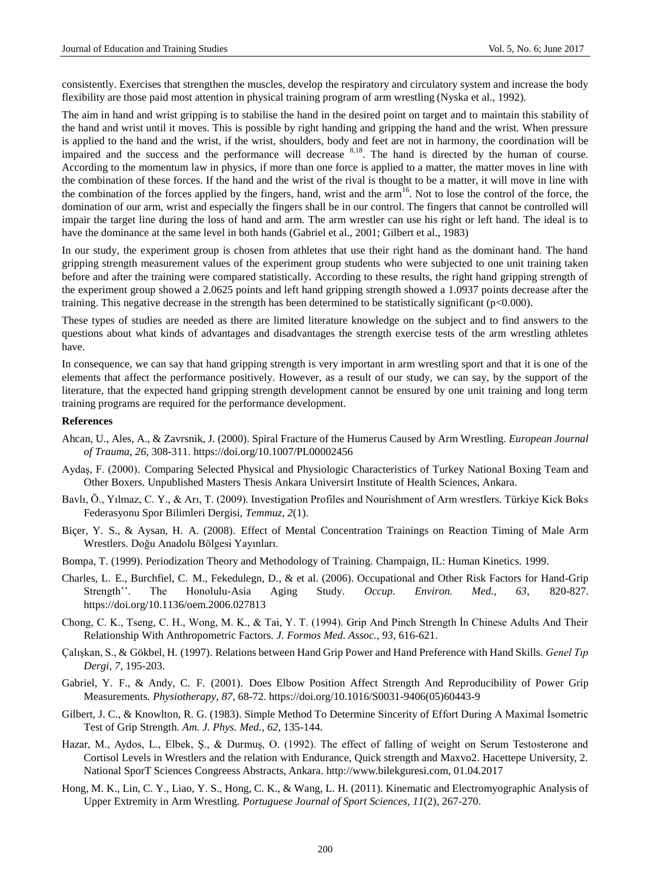consistently. Exercises that strengthen the muscles, develop the respiratory and circulatory system and increase the body flexibility are those paid most attention in physical training program of arm wrestling (Nyska et al., 1992).

The aim in hand and wrist gripping is to stabilise the hand in the desired point on target and to maintain this stability of the hand and wrist until it moves. This is possible by right handing and gripping the hand and the wrist. When pressure is applied to the hand and the wrist, if the wrist, shoulders, body and feet are not in harmony, the coordination will be impaired and the success and the performance will decrease [8,18]. The hand is directed by the human of course. According to the momentum law in physics, if more than one force is applied to a matter, the matter moves in line with the combination of these forces. If the hand and the wrist of the rival is thought to be a matter, it will move in line with the combination of the forces applied by the fingers, hand, wrist and the arm[16]. Not to lose the control of the force, the domination of our arm, wrist and especially the fingers shall be in our control. The fingers that cannot be controlled will impair the target line during the loss of hand and arm. The arm wrestler can use his right or left hand. The ideal is to have the dominance at the same level in both hands (Gabriel et al., 2001; Gilbert et al., 1983)

In our study, the experiment group is chosen from athletes that use their right hand as the dominant hand. The hand gripping strength measurement values of the experiment group students who were subjected to one unit training taken before and after the training were compared statistically. According to these results, the right hand gripping strength of the experiment group showed a 2.0625 points and left hand gripping strength showed a 1.0937 points decrease after the training. This negative decrease in the strength has been determined to be statistically significant ($p<0.000$).

These types of studies are needed as there are limited literature knowledge on the subject and to find answers to the questions about what kinds of advantages and disadvantages the strength exercise tests of the arm wrestling athletes have.

In consequence, we can say that hand gripping strength is very important in arm wrestling sport and that it is one of the elements that affect the performance positively. However, as a result of our study, we can say, by the support of the literature, that the expected hand gripping strength development cannot be ensured by one unit training and long term training programs are required for the performance development.

**References**

Ahcan, U., Ales, A., & Zavrsnik, J. (2000). Spiral Fracture of the Humerus Caused by Arm Wrestling. *European Journal of Trauma, 26*, 308-311. https://doi.org/10.1007/PL00002456

Aydaş, F. (2000). Comparing Selected Physical and Physiologic Characteristics of Turkey National Boxing Team and Other Boxers. Unpublished Masters Thesis Ankara Universirt Institute of Health Sciences, Ankara.

Bavlı, Ö., Yılmaz, C. Y., & Arı, T. (2009). Investigation Profiles and Nourishment of Arm wrestlers. Türkiye Kick Boks Federasyonu Spor Bilimleri Dergisi, *Temmuz, 2*(1).

Biçer, Y. S., & Aysan, H. A. (2008). Effect of Mental Concentration Trainings on Reaction Timing of Male Arm Wrestlers. Doğu Anadolu Bölgesi Yayınları.

Bompa, T. (1999). Periodization Theory and Methodology of Training. Champaign, IL: Human Kinetics. 1999.

Charles, L. E., Burchfiel, C. M., Fekedulegn, D., & et al. (2006). Occupational and Other Risk Factors for Hand-Grip Strength''. The Honolulu-Asia Aging Study. *Occup. Environ. Med., 63*, 820-827. https://doi.org/10.1136/oem.2006.027813

Chong, C. K., Tseng, C. H., Wong, M. K., & Tai, Y. T. (1994). Grip And Pinch Strength İn Chinese Adults And Their Relationship With Anthropometric Factors. *J. Formos Med. Assoc., 93*, 616-621.

Çalışkan, S., & Gökbel, H. (1997). Relations between Hand Grip Power and Hand Preference with Hand Skills. *Genel Tıp Dergi, 7*, 195-203.

Gabriel, Y. F., & Andy, C. F. (2001). Does Elbow Position Affect Strength And Reproducibility of Power Grip Measurements. *Physiotherapy, 87*, 68-72. https://doi.org/10.1016/S0031-9406(05)60443-9

Gilbert, J. C., & Knowlton, R. G. (1983). Simple Method To Determine Sincerity of Effort During A Maximal İsometric Test of Grip Strength. *Am. J. Phys. Med., 62*, 135-144.

Hazar, M., Aydos, L., Elbek, Ş., & Durmuş, O. (1992). The effect of falling of weight on Serum Testosterone and Cortisol Levels in Wrestlers and the relation with Endurance, Quick strength and Maxvo2. Hacettepe University, 2. National SporT Sciences Congreess Abstracts, Ankara. http://www.bilekguresi.com, 01.04.2017

Hong, M. K., Lin, C. Y., Liao, Y. S., Hong, C. K., & Wang, L. H. (2011). Kinematic and Electromyographic Analysis of Upper Extremity in Arm Wrestling. *Portuguese Journal of Sport Sciences, 11*(2), 267-270.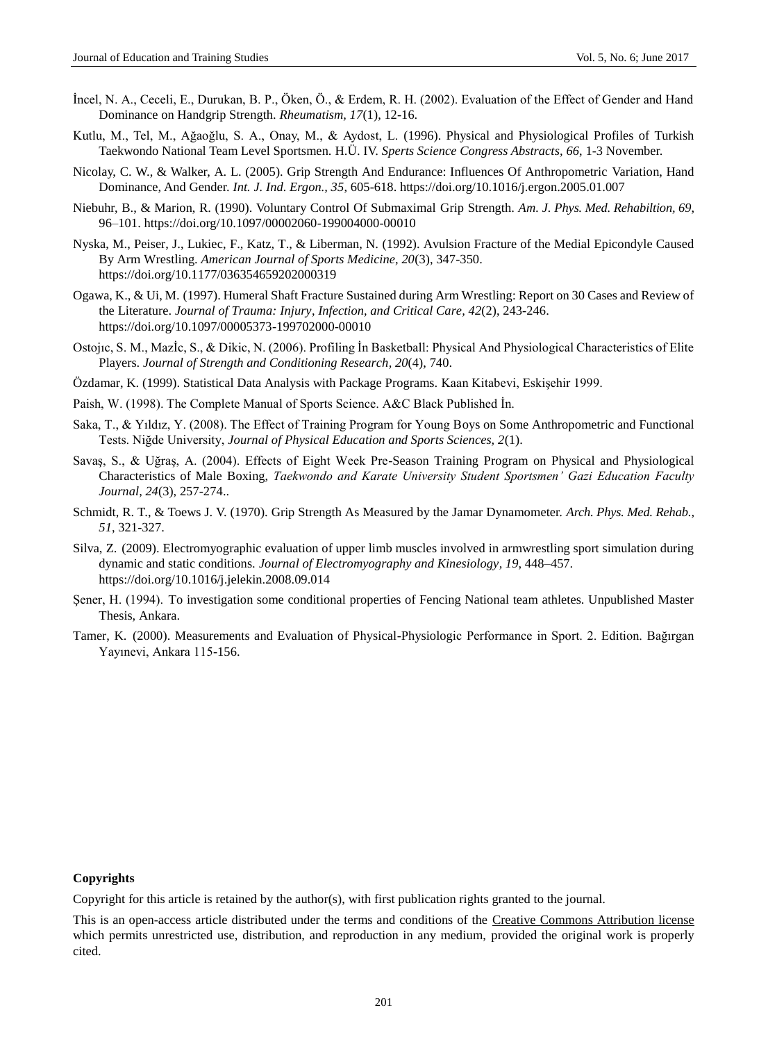İncel, N. A., Ceceli, E., Durukan, B. P., Öken, Ö., & Erdem, R. H. (2002). Evaluation of the Effect of Gender and Hand Dominance on Handgrip Strength. *Rheumatism, 17*(1), 12-16.

Kutlu, M., Tel, M., Ağaoğlu, S. A., Onay, M., & Aydost, L. (1996). Physical and Physiological Profiles of Turkish Taekwondo National Team Level Sportsmen. H.Ü. IV. *Sperts Science Congress Abstracts, 66*, 1-3 November.

Nicolay, C. W., & Walker, A. L. (2005). Grip Strength And Endurance: Influences Of Anthropometric Variation, Hand Dominance, And Gender. *Int. J. Ind. Ergon., 35*, 605-618. https://doi.org/10.1016/j.ergon.2005.01.007

Niebuhr, B., & Marion, R. (1990). Voluntary Control Of Submaximal Grip Strength. *Am. J. Phys. Med. Rehabiltion, 69*, 96–101. https://doi.org/10.1097/00002060-199004000-00010

Nyska, M., Peiser, J., Lukiec, F., Katz, T., & Liberman, N. (1992). Avulsion Fracture of the Medial Epicondyle Caused By Arm Wrestling. *American Journal of Sports Medicine, 20*(3), 347-350. https://doi.org/10.1177/036354659202000319

Ogawa, K., & Ui, M. (1997). Humeral Shaft Fracture Sustained during Arm Wrestling: Report on 30 Cases and Review of the Literature. *Journal of Trauma: Injury, Infection, and Critical Care, 42*(2), 243-246. https://doi.org/10.1097/00005373-199702000-00010

Ostojıc, S. M., Mazİc, S., & Dikic, N. (2006). Profiling İn Basketball: Physical And Physiological Characteristics of Elite Players. *Journal of Strength and Conditioning Research, 20*(4), 740.

Özdamar, K. (1999). Statistical Data Analysis with Package Programs. Kaan Kitabevi, Eskişehir 1999.

Paish, W. (1998). The Complete Manual of Sports Science. A&C Black Published İn.

Saka, T., & Yıldız, Y. (2008). The Effect of Training Program for Young Boys on Some Anthropometric and Functional Tests. Niğde University, *Journal of Physical Education and Sports Sciences, 2*(1).

Savaş, S., & Uğraş, A. (2004). Effects of Eight Week Pre-Season Training Program on Physical and Physiological Characteristics of Male Boxing, *Taekwondo and Karate University Student Sportsmen' Gazi Education Faculty Journal, 24*(3), 257-274..

Schmidt, R. T., & Toews J. V. (1970). Grip Strength As Measured by the Jamar Dynamometer. *Arch. Phys. Med. Rehab., 51*, 321-327.

Silva, Z. (2009). Electromyographic evaluation of upper limb muscles involved in armwrestling sport simulation during dynamic and static conditions. *Journal of Electromyography and Kinesiology, 19*, 448–457. https://doi.org/10.1016/j.jelekin.2008.09.014

Şener, H. (1994). To investigation some conditional properties of Fencing National team athletes. Unpublished Master Thesis, Ankara.

Tamer, K. (2000). Measurements and Evaluation of Physical-Physiologic Performance in Sport. 2. Edition. Bağırgan Yayınevi, Ankara 115-156.

**Copyrights**

Copyright for this article is retained by the author(s), with first publication rights granted to the journal.

This is an open-access article distributed under the terms and conditions of the Creative Commons Attribution license which permits unrestricted use, distribution, and reproduction in any medium, provided the original work is properly cited.